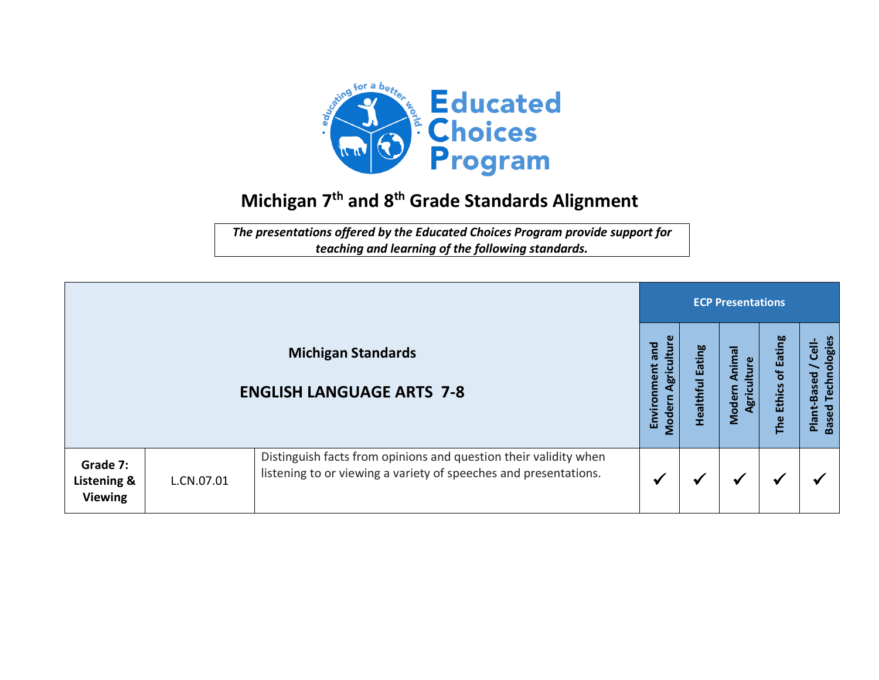# Educated Choices Program

## Michigan 7th and 8th Grade Standards Alignment

*The presentations offered by the Educated Choices Program provide support for teaching and learning of the following standards.*

| Michigan Standards | | | ECP Presentations | | | | |
|---|---|---|---|---|---|---|---|
| **ENGLISH LANGUAGE ARTS 7-8** | | | **Environment and Modern Agriculture** | **Healthful Eating** | **Modern Animal Agriculture** | **The Ethics of Eating** | **Plant-Based / Cell-Based Technologies** |
| **Grade 7: Listening & Viewing** | L.CN.07.01 | Distinguish facts from opinions and question their validity when listening to or viewing a variety of speeches and presentations. | ✓ | ✓ | ✓ | ✓ | ✓ |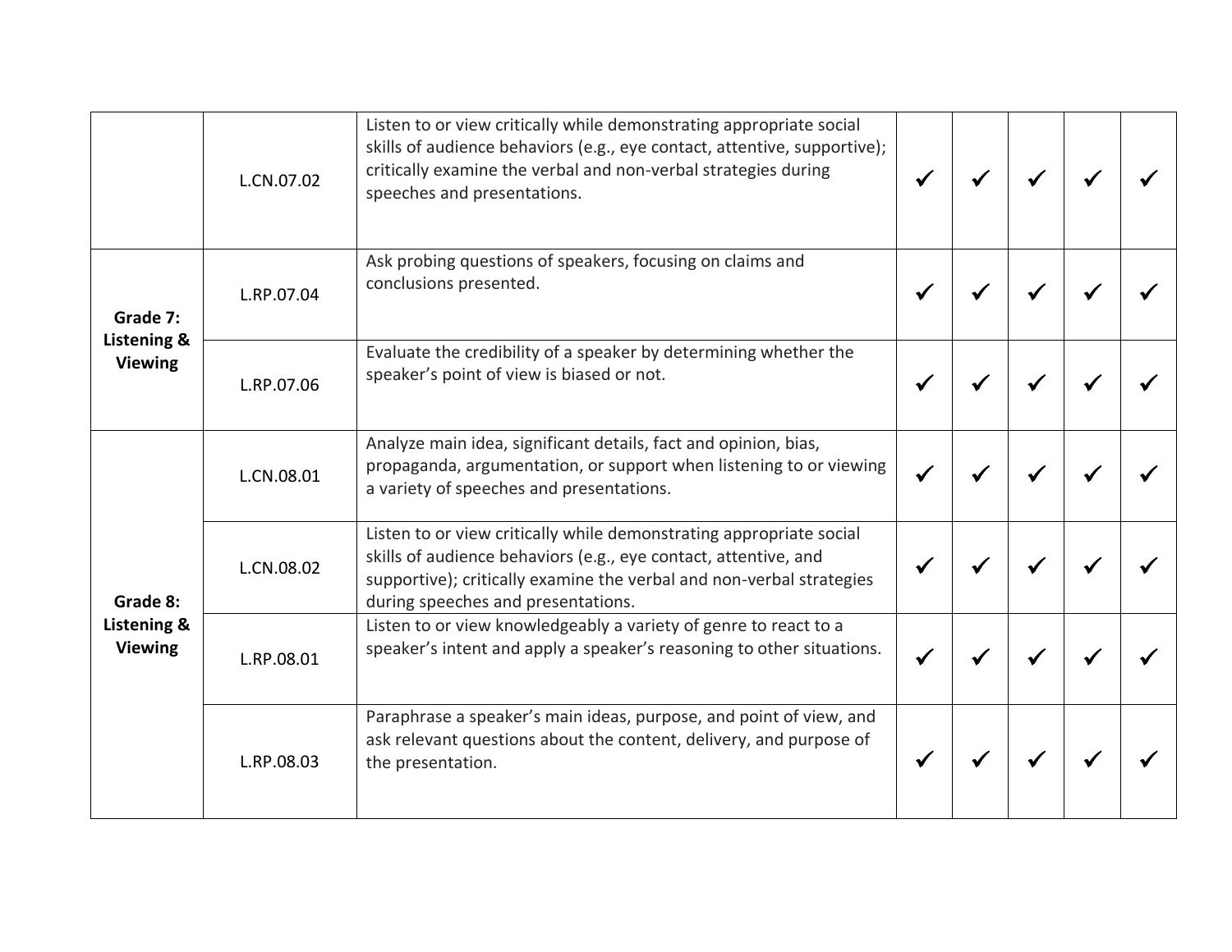| | | | | | | | |
|---|---|---|---|---|---|---|---|
| | L.CN.07.02 | Listen to or view critically while demonstrating appropriate social skills of audience behaviors (e.g., eye contact, attentive, supportive); critically examine the verbal and non-verbal strategies during speeches and presentations. | ✓ | ✓ | ✓ | ✓ | ✓ |
| **Grade 7: Listening & Viewing** | L.RP.07.04 | Ask probing questions of speakers, focusing on claims and conclusions presented. | ✓ | ✓ | ✓ | ✓ | ✓ |
| | L.RP.07.06 | Evaluate the credibility of a speaker by determining whether the speaker's point of view is biased or not. | ✓ | ✓ | ✓ | ✓ | ✓ |
| **Grade 8: Listening & Viewing** | L.CN.08.01 | Analyze main idea, significant details, fact and opinion, bias, propaganda, argumentation, or support when listening to or viewing a variety of speeches and presentations. | ✓ | ✓ | ✓ | ✓ | ✓ |
| | L.CN.08.02 | Listen to or view critically while demonstrating appropriate social skills of audience behaviors (e.g., eye contact, attentive, and supportive); critically examine the verbal and non-verbal strategies during speeches and presentations. | ✓ | ✓ | ✓ | ✓ | ✓ |
| | L.RP.08.01 | Listen to or view knowledgeably a variety of genre to react to a speaker's intent and apply a speaker's reasoning to other situations. | ✓ | ✓ | ✓ | ✓ | ✓ |
| | L.RP.08.03 | Paraphrase a speaker's main ideas, purpose, and point of view, and ask relevant questions about the content, delivery, and purpose of the presentation. | ✓ | ✓ | ✓ | ✓ | ✓ |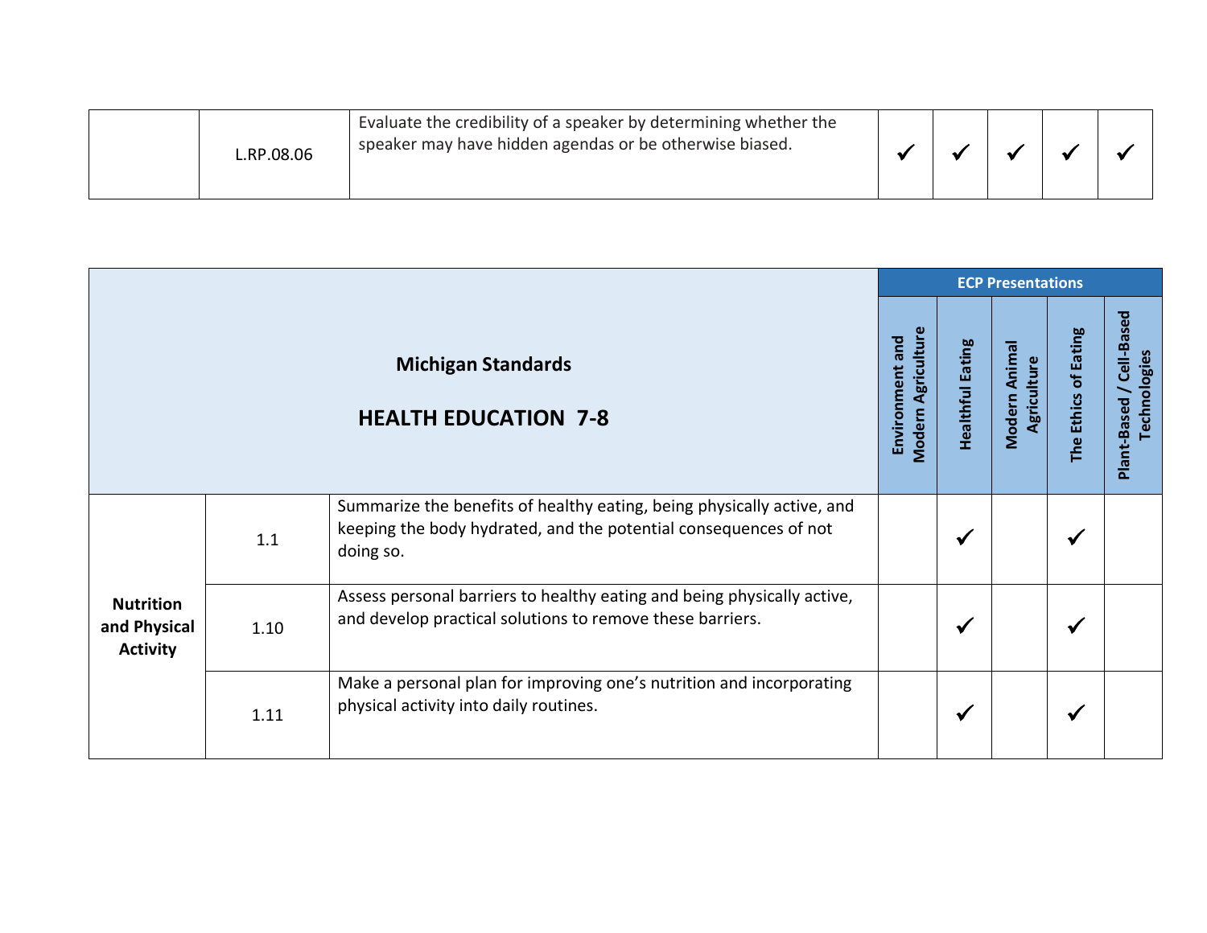|  |  |  |  |  |  |  |  |
|---|---|---|---|---|---|---|---|
|  | L.RP.08.06 | Evaluate the credibility of a speaker by determining whether the speaker may have hidden agendas or be otherwise biased. | ✓ | ✓ | ✓ | ✓ | ✓ |

| **Michigan Standards**<br><br>**HEALTH EDUCATION 7-8** | | | **ECP Presentations** | | | | |
|---|---|---|---|---|---|---|---|
| | | | **Environment and Modern Agriculture** | **Healthful Eating** | **Modern Animal Agriculture** | **The Ethics of Eating** | **Plant-Based / Cell-Based Technologies** |
| **Nutrition and Physical Activity** | 1.1 | Summarize the benefits of healthy eating, being physically active, and keeping the body hydrated, and the potential consequences of not doing so. |  | ✓ |  | ✓ |  |
| | 1.10 | Assess personal barriers to healthy eating and being physically active, and develop practical solutions to remove these barriers. |  | ✓ |  | ✓ |  |
| | 1.11 | Make a personal plan for improving one's nutrition and incorporating physical activity into daily routines. |  | ✓ |  | ✓ |  |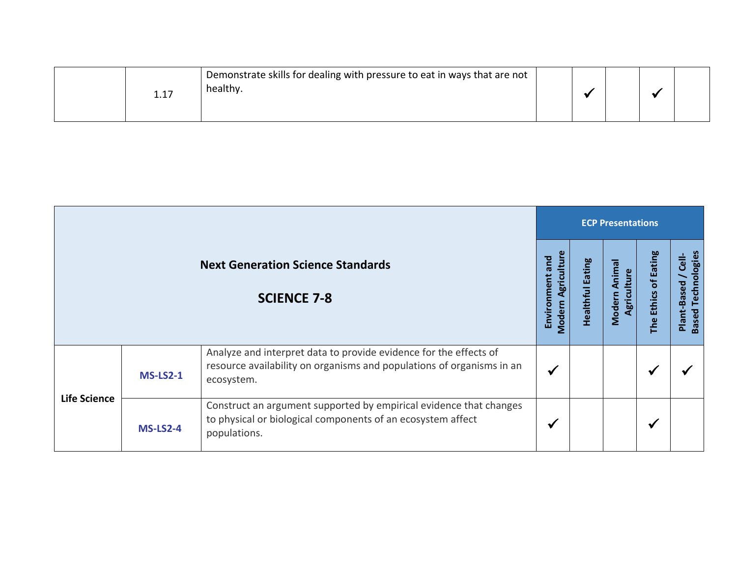| | | | | | | | |
|---|---|---|---|---|---|---|---|
| | 1.17 | Demonstrate skills for dealing with pressure to eat in ways that are not healthy. | | ✓ | | ✓ | |

| **Next Generation Science Standards** **SCIENCE 7-8** | | | **ECP Presentations** | | | | |
|---|---|---|---|---|---|---|---|
| | | | **Environment and Modern Agriculture** | **Healthful Eating** | **Modern Animal Agriculture** | **The Ethics of Eating** | **Plant-Based / Cell-Based Technologies** |
| **Life Science** | **MS-LS2-1** | Analyze and interpret data to provide evidence for the effects of resource availability on organisms and populations of organisms in an ecosystem. | ✓ | | | ✓ | ✓ |
| | **MS-LS2-4** | Construct an argument supported by empirical evidence that changes to physical or biological components of an ecosystem affect populations. | ✓ | | | ✓ | |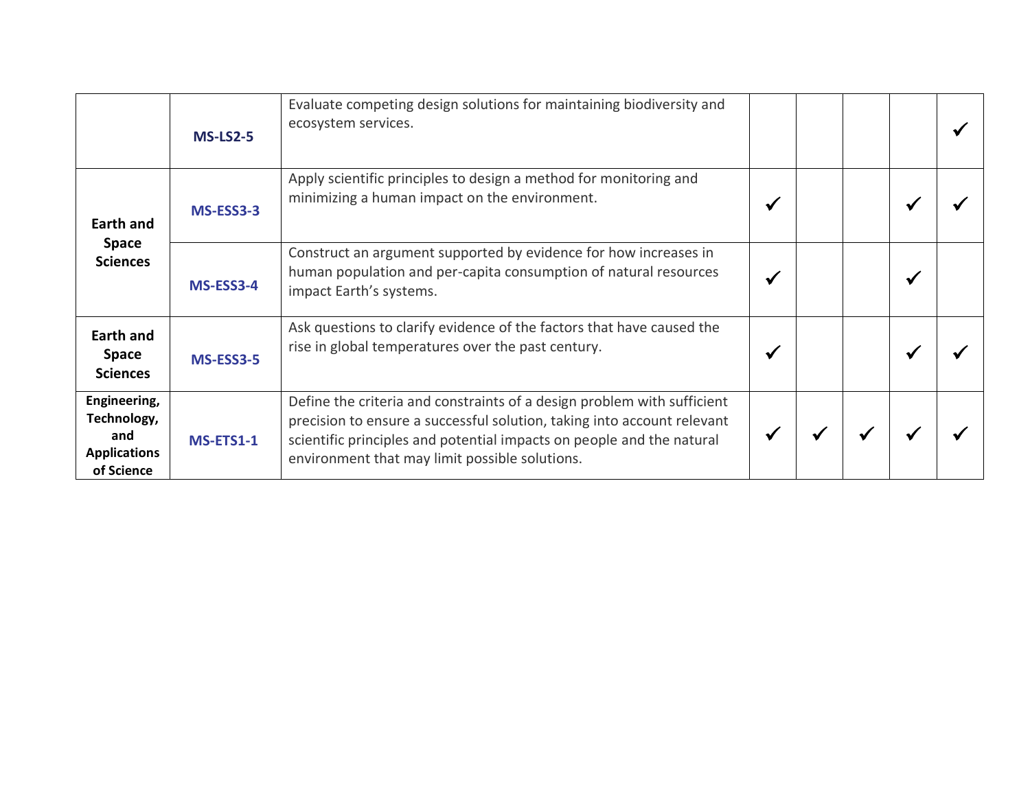| | | | | | | | |
|---|---|---|---|---|---|---|---|
| | **MS-LS2-5** | Evaluate competing design solutions for maintaining biodiversity and ecosystem services. | | | | | ✓ |
| **Earth and Space Sciences** | **MS-ESS3-3** | Apply scientific principles to design a method for monitoring and minimizing a human impact on the environment. | ✓ | | | ✓ | ✓ |
| | **MS-ESS3-4** | Construct an argument supported by evidence for how increases in human population and per-capita consumption of natural resources impact Earth's systems. | ✓ | | | ✓ | |
| **Earth and Space Sciences** | **MS-ESS3-5** | Ask questions to clarify evidence of the factors that have caused the rise in global temperatures over the past century. | ✓ | | | ✓ | ✓ |
| **Engineering, Technology, and Applications of Science** | **MS-ETS1-1** | Define the criteria and constraints of a design problem with sufficient precision to ensure a successful solution, taking into account relevant scientific principles and potential impacts on people and the natural environment that may limit possible solutions. | ✓ | ✓ | ✓ | ✓ | ✓ |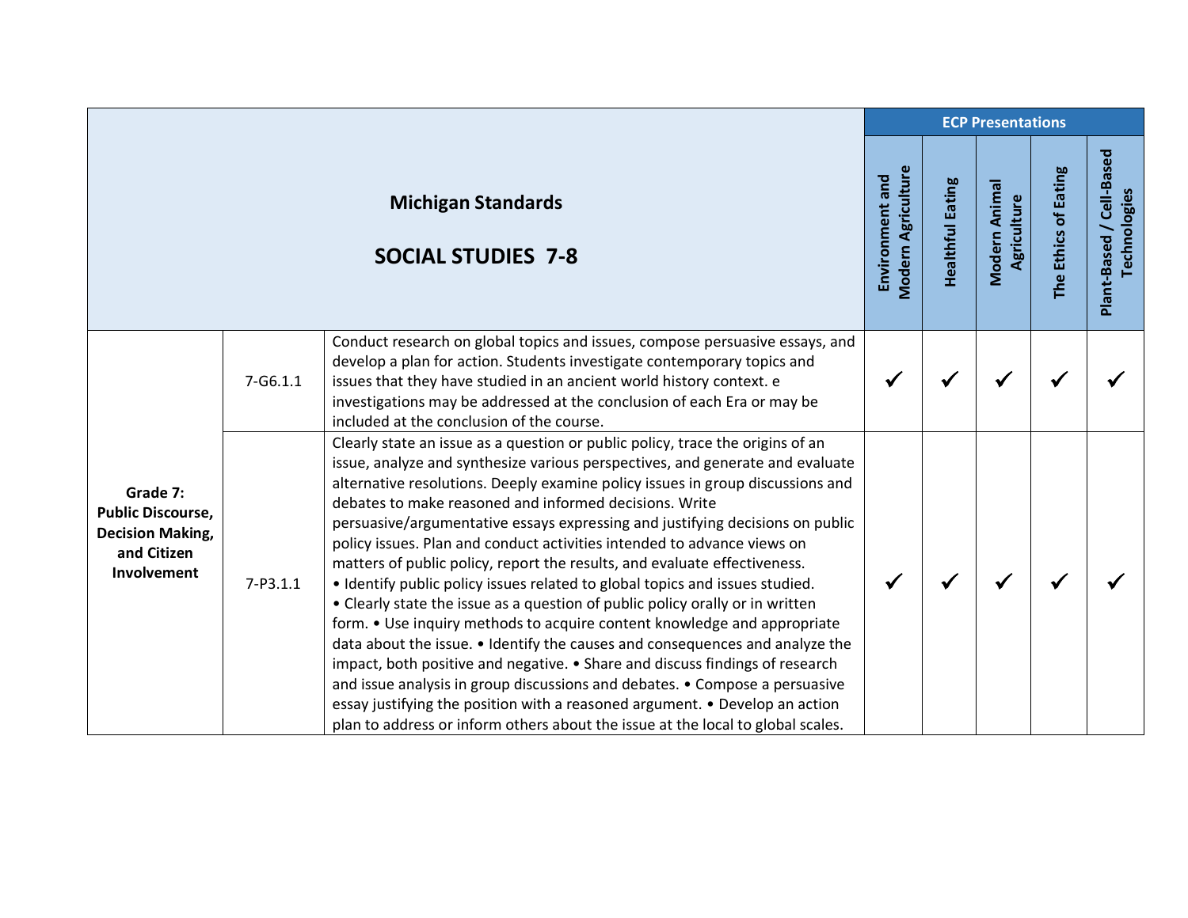| Michigan Standards<br><br>SOCIAL STUDIES 7-8 | | | ECP Presentations | | | | |
|---|---|---|---|---|---|---|---|
| | | | Environment and Modern Agriculture | Healthful Eating | Modern Animal Agriculture | The Ethics of Eating | Plant-Based / Cell-Based Technologies |
| **Grade 7: Public Discourse, Decision Making, and Citizen Involvement** | 7-G6.1.1 | Conduct research on global topics and issues, compose persuasive essays, and develop a plan for action. Students investigate contemporary topics and issues that they have studied in an ancient world history context. e investigations may be addressed at the conclusion of each Era or may be included at the conclusion of the course. | ✓ | ✓ | ✓ | ✓ | ✓ |
| | 7-P3.1.1 | Clearly state an issue as a question or public policy, trace the origins of an issue, analyze and synthesize various perspectives, and generate and evaluate alternative resolutions. Deeply examine policy issues in group discussions and debates to make reasoned and informed decisions. Write persuasive/argumentative essays expressing and justifying decisions on public policy issues. Plan and conduct activities intended to advance views on matters of public policy, report the results, and evaluate effectiveness. • Identify public policy issues related to global topics and issues studied. • Clearly state the issue as a question of public policy orally or in written form. • Use inquiry methods to acquire content knowledge and appropriate data about the issue. • Identify the causes and consequences and analyze the impact, both positive and negative. • Share and discuss findings of research and issue analysis in group discussions and debates. • Compose a persuasive essay justifying the position with a reasoned argument. • Develop an action plan to address or inform others about the issue at the local to global scales. | ✓ | ✓ | ✓ | ✓ | ✓ |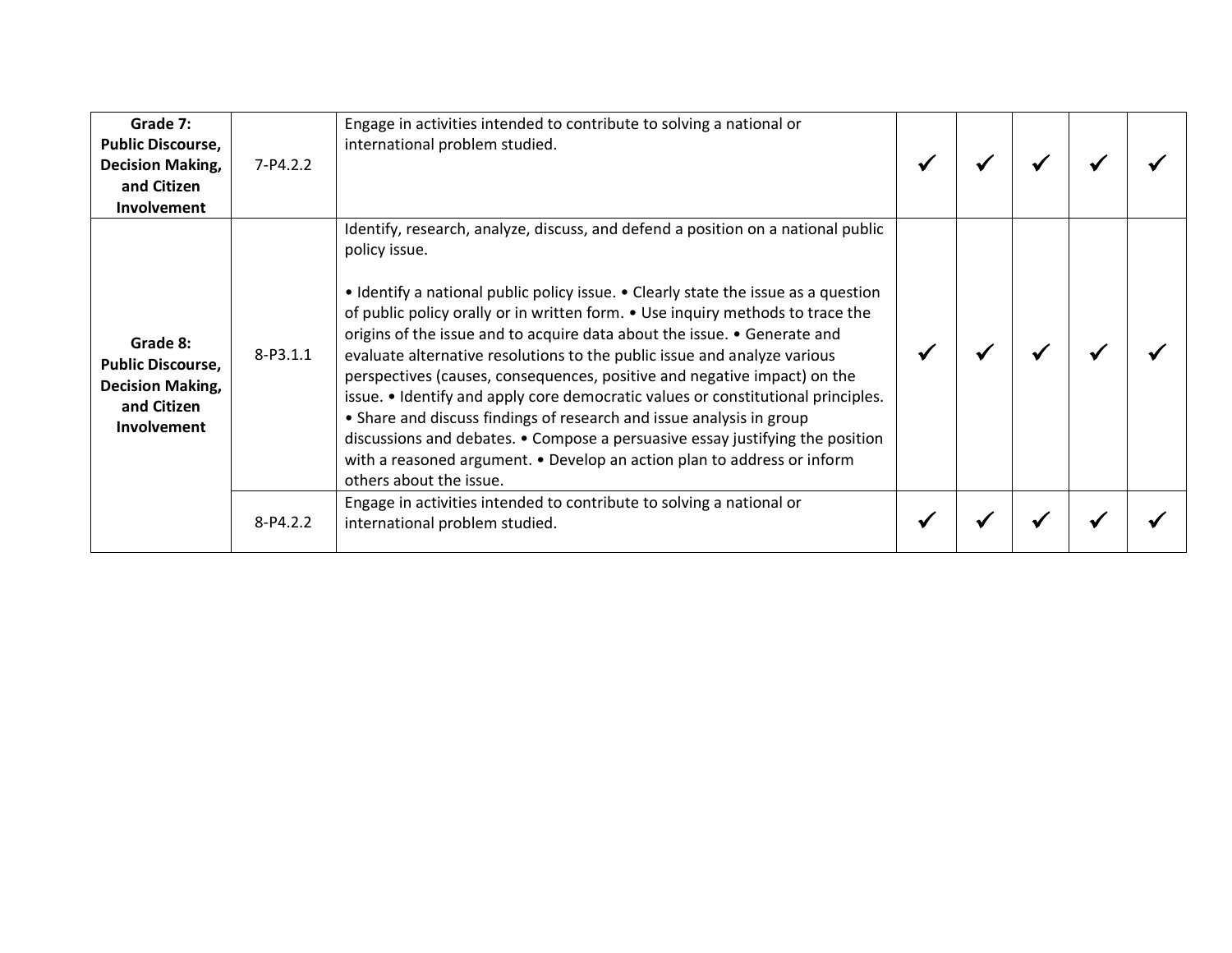| | | | | | | | |
|---|---|---|---|---|---|---|---|
| **Grade 7: Public Discourse, Decision Making, and Citizen Involvement** | 7-P4.2.2 | Engage in activities intended to contribute to solving a national or international problem studied. | ✓ | ✓ | ✓ | ✓ | ✓ |
| **Grade 8: Public Discourse, Decision Making, and Citizen Involvement** | 8-P3.1.1 | Identify, research, analyze, discuss, and defend a position on a national public policy issue.<br><br>• Identify a national public policy issue. • Clearly state the issue as a question of public policy orally or in written form. • Use inquiry methods to trace the origins of the issue and to acquire data about the issue. • Generate and evaluate alternative resolutions to the public issue and analyze various perspectives (causes, consequences, positive and negative impact) on the issue. • Identify and apply core democratic values or constitutional principles. • Share and discuss findings of research and issue analysis in group discussions and debates. • Compose a persuasive essay justifying the position with a reasoned argument. • Develop an action plan to address or inform others about the issue. | ✓ | ✓ | ✓ | ✓ | ✓ |
| | 8-P4.2.2 | Engage in activities intended to contribute to solving a national or international problem studied. | ✓ | ✓ | ✓ | ✓ | ✓ |